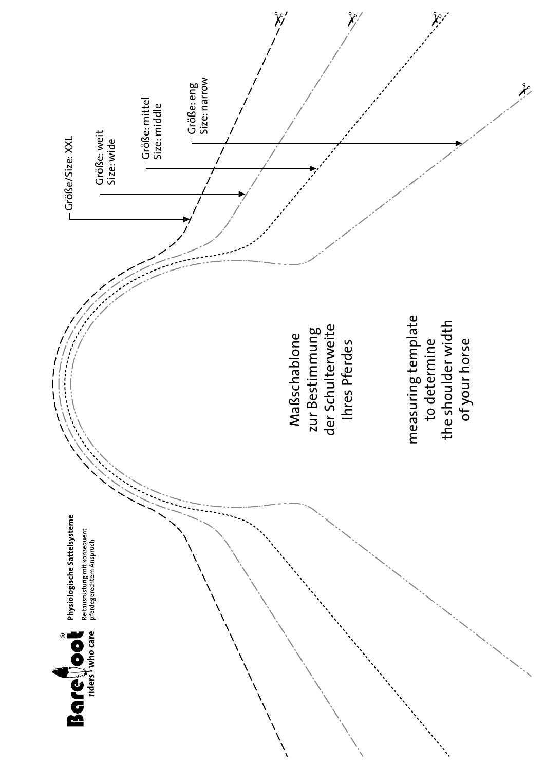**Barefoot**®
riders who care

**Physiologische Sattelsysteme**
Reitausrüstung mit konsequent pferdegerechtem Anspruch

Größe/Size: XXL

Größe: weit
Size: wide

Größe: mittel
Size: middle

Größe: eng
Size: narrow

Maßschablone
zur Bestimmung
der Schulterweite
Ihres Pferdes

measuring template
to determine
the shoulder width
of your horse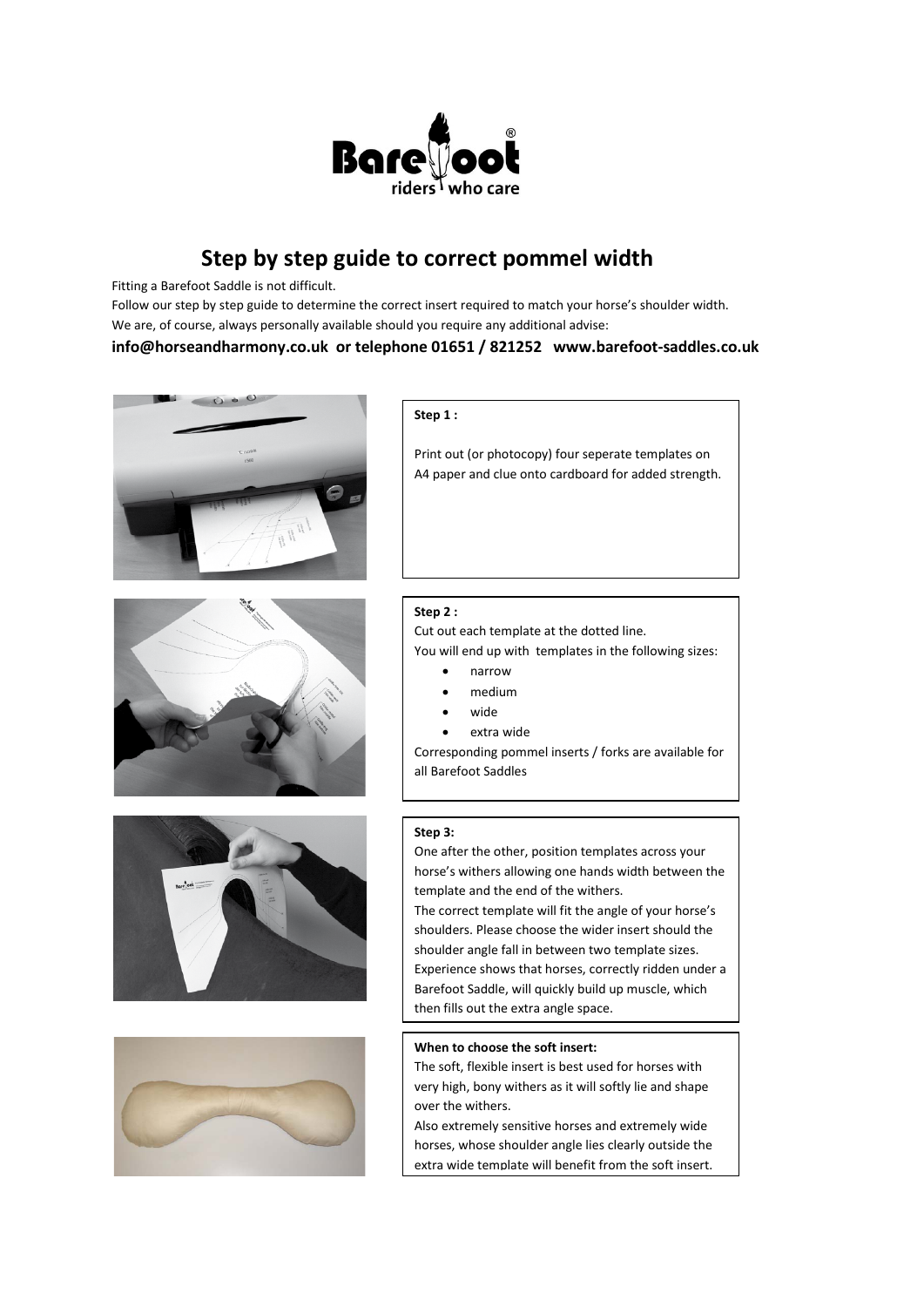# Step by step guide to correct pommel width

Fitting a Barefoot Saddle is not difficult.

Follow our step by step guide to determine the correct insert required to match your horse's shoulder width.

We are, of course, always personally available should you require any additional advise:

**info@horseandharmony.co.uk or telephone 01651 / 821252 www.barefoot-saddles.co.uk**

**Step 1 :**

Print out (or photocopy) four seperate templates on A4 paper and clue onto cardboard for added strength.

**Step 2 :**

Cut out each template at the dotted line.

You will end up with templates in the following sizes:

- narrow
- medium
- wide
- extra wide

Corresponding pommel inserts / forks are available for all Barefoot Saddles

**Step 3:**

One after the other, position templates across your horse's withers allowing one hands width between the template and the end of the withers.

The correct template will fit the angle of your horse's shoulders. Please choose the wider insert should the shoulder angle fall in between two template sizes.

Experience shows that horses, correctly ridden under a Barefoot Saddle, will quickly build up muscle, which then fills out the extra angle space.

**When to choose the soft insert:**

The soft, flexible insert is best used for horses with very high, bony withers as it will softly lie and shape over the withers.

Also extremely sensitive horses and extremely wide horses, whose shoulder angle lies clearly outside the extra wide template will benefit from the soft insert.